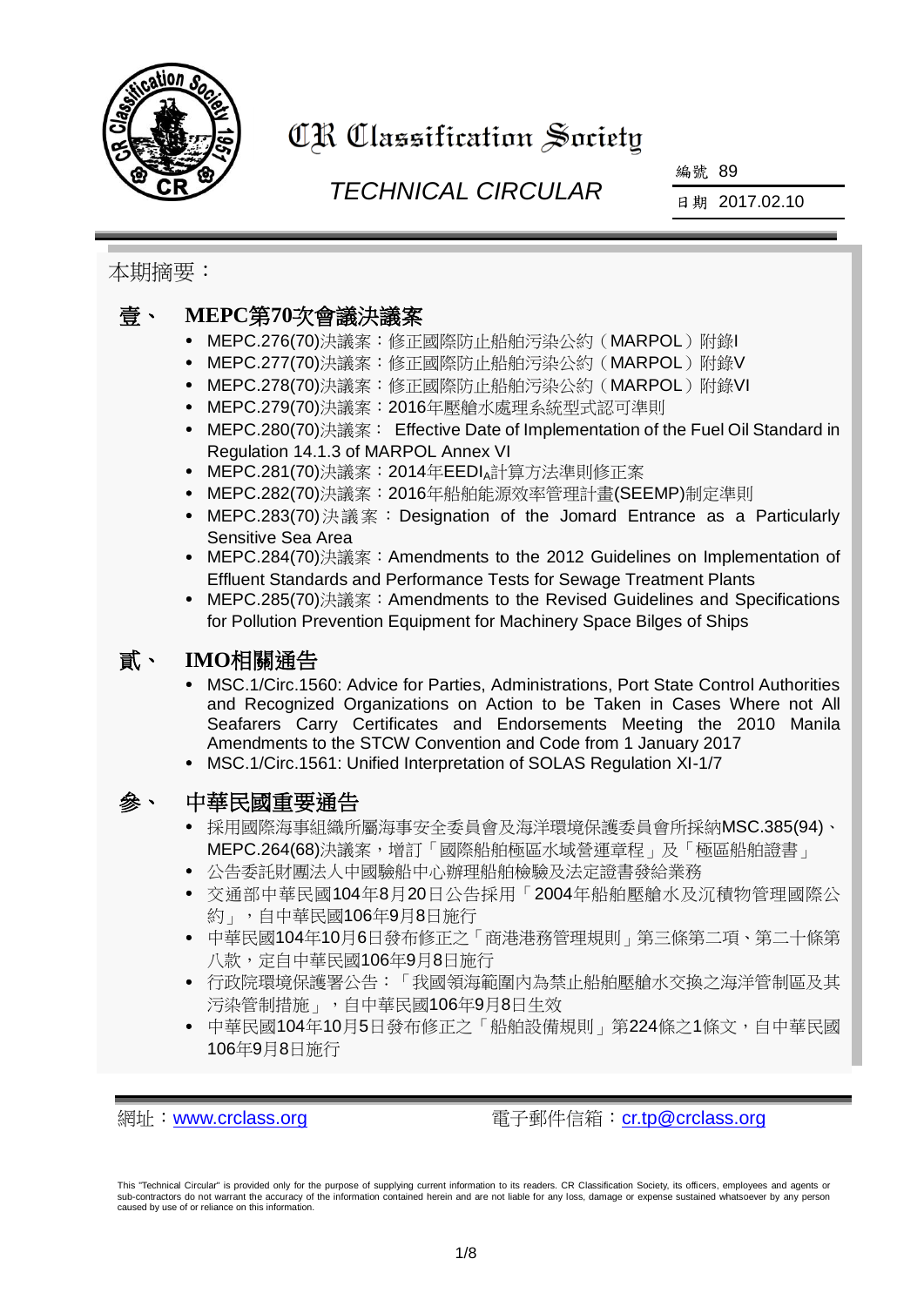# CR Classification Society

## *TECHNICAL CIRCULAR*

編號 89

日期 2017.02.10

本期摘要：

## 壹、 MEPC第70次會議決議案

- MEPC.276(70)決議案：修正國際防止船舶污染公約（MARPOL）附錄I
- MEPC.277(70)決議案：修正國際防止船舶污染公約（MARPOL）附錄V
- MEPC.278(70)決議案：修正國際防止船舶污染公約（MARPOL）附錄VI
- MEPC.279(70)決議案：2016年壓艙水處理系統型式認可準則
- MEPC.280(70)決議案： Effective Date of Implementation of the Fuel Oil Standard in Regulation 14.1.3 of MARPOL Annex VI
- MEPC.281(70)決議案：2014年$EEDI_A$計算方法準則修正案
- MEPC.282(70)決議案：2016年船舶能源效率管理計畫(SEEMP)制定準則
- MEPC.283(70)決議案：Designation of the Jomard Entrance as a Particularly Sensitive Sea Area
- MEPC.284(70)決議案：Amendments to the 2012 Guidelines on Implementation of Effluent Standards and Performance Tests for Sewage Treatment Plants
- MEPC.285(70)決議案：Amendments to the Revised Guidelines and Specifications for Pollution Prevention Equipment for Machinery Space Bilges of Ships

## 貳、 IMO相關通告

- MSC.1/Circ.1560: Advice for Parties, Administrations, Port State Control Authorities and Recognized Organizations on Action to be Taken in Cases Where not All Seafarers Carry Certificates and Endorsements Meeting the 2010 Manila Amendments to the STCW Convention and Code from 1 January 2017
- MSC.1/Circ.1561: Unified Interpretation of SOLAS Regulation XI-1/7

## 參、 中華民國重要通告

- 採用國際海事組織所屬海事安全委員會及海洋環境保護委員會所採納MSC.385(94)、MEPC.264(68)決議案，增訂「國際船舶極區水域營運章程」及「極區船舶證書」
- 公告委託財團法人中國驗船中心辦理船舶檢驗及法定證書發給業務
- 交通部中華民國104年8月20日公告採用「2004年船舶壓艙水及沉積物管理國際公約」，自中華民國106年9月8日施行
- 中華民國104年10月6日發布修正之「商港港務管理規則」第三條第二項、第二十條第八款，定自中華民國106年9月8日施行
- 行政院環境保護署公告：「我國領海範圍內為禁止船舶壓艙水交換之海洋管制區及其污染管制措施」，自中華民國106年9月8日生效
- 中華民國104年10月5日發布修正之「船舶設備規則」第224條之1條文，自中華民國106年9月8日施行

網址：www.crclass.org　　　電子郵件信箱：cr.tp@crclass.org

This "Technical Circular" is provided only for the purpose of supplying current information to its readers. CR Classification Society, its officers, employees and agents or sub-contractors do not warrant the accuracy of the information contained herein and are not liable for any loss, damage or expense sustained whatsoever by any person caused by use of or reliance on this information.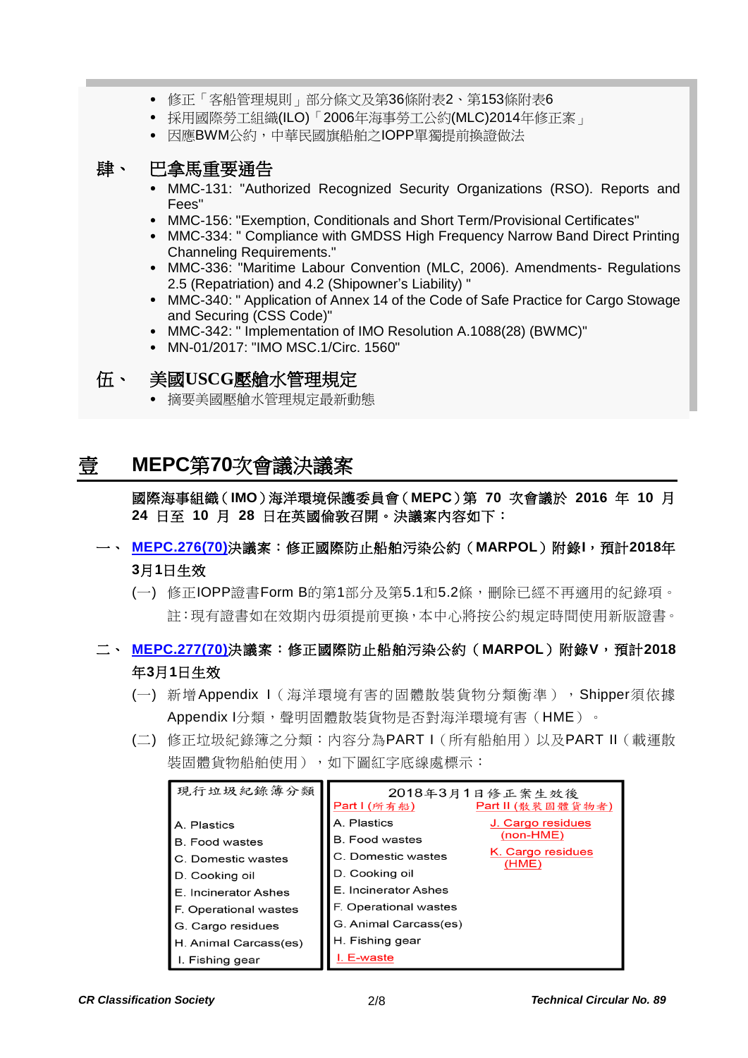- 修正「客船管理規則」部分條文及第36條附表2、第153條附表6
- 採用國際勞工組織(ILO)「2006年海事勞工公約(MLC)2014年修正案」
- 因應BWM公約，中華民國旗船舶之IOPP單獨提前換證做法

**肆、 巴拿馬重要通告**

- MMC-131: "Authorized Recognized Security Organizations (RSO). Reports and Fees"
- MMC-156: "Exemption, Conditionals and Short Term/Provisional Certificates"
- MMC-334: " Compliance with GMDSS High Frequency Narrow Band Direct Printing Channeling Requirements."
- MMC-336: "Maritime Labour Convention (MLC, 2006). Amendments- Regulations 2.5 (Repatriation) and 4.2 (Shipowner's Liability) "
- MMC-340: " Application of Annex 14 of the Code of Safe Practice for Cargo Stowage and Securing (CSS Code)"
- MMC-342: " Implementation of IMO Resolution A.1088(28) (BWMC)"
- MN-01/2017: "IMO MSC.1/Circ. 1560"

**伍、 美國USCG壓艙水管理規定**

- 摘要美國壓艙水管理規定最新動態

# 壹 MEPC第70次會議決議案

**國際海事組織（IMO）海洋環境保護委員會（MEPC）第 70 次會議於 2016 年 10 月 24 日至 10 月 28 日在英國倫敦召開。決議案內容如下：**

## 一、 MEPC.276(70)決議案：修正國際防止船舶污染公約（MARPOL）附錄I，預計2018年3月1日生效

(一) 修正IOPP證書Form B的第1部分及第5.1和5.2條，刪除已經不再適用的紀錄項。註：現有證書如在效期內毋須提前更換，本中心將按公約規定時間使用新版證書。

## 二、 MEPC.277(70)決議案：修正國際防止船舶污染公約（MARPOL）附錄V，預計2018年3月1日生效

(一) 新增Appendix I（海洋環境有害的固體散裝貨物分類衡準），Shipper須依據Appendix I分類，聲明固體散裝貨物是否對海洋環境有害（HME）。

(二) 修正垃圾紀錄簿之分類：內容分為PART I（所有船用）以及PART II（載運散裝固體貨物船舶使用），如下圖紅字底線處標示：

| 現行垃圾紀錄簿分類 | 2018年3月1日修正案生效後 Part I (所有船) | 2018年3月1日修正案生效後 Part II (散裝固體貨物者) |
|---|---|---|
| A. Plastics | A. Plastics | J. Cargo residues (non-HME) |
| B. Food wastes | B. Food wastes | K. Cargo residues (HME) |
| C. Domestic wastes | C. Domestic wastes | |
| D. Cooking oil | D. Cooking oil | |
| E. Incinerator Ashes | E. Incinerator Ashes | |
| F. Operational wastes | F. Operational wastes | |
| G. Cargo residues | G. Animal Carcass(es) | |
| H. Animal Carcass(es) | H. Fishing gear | |
| I. Fishing gear | I. E-waste | |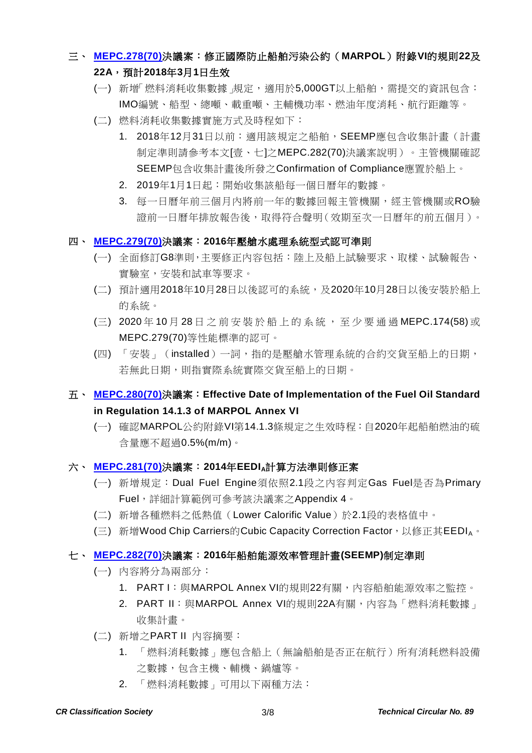## 三、 MEPC.278(70)決議案：修正國際防止船舶污染公約（MARPOL）附錄VI的規則22及22A，預計2018年3月1日生效

(一) 新增「燃料消耗收集數據」規定，適用於5,000GT以上船舶，需提交的資訊包含：IMO編號、船型、總噸、載重噸、主輔機功率、燃油年度消耗、航行距離等。

(二) 燃料消耗收集數據實施方式及時程如下：

1. 2018年12月31日以前：適用該規定之船舶，SEEMP應包含收集計畫（計畫制定準則請參考本文[壹、七]之MEPC.282(70)決議案說明）。主管機關確認SEEMP包含收集計畫後所發之Confirmation of Compliance應置於船上。
2. 2019年1月1日起：開始收集該船每一個日曆年的數據。
3. 每一日曆年前三個月內將前一年的數據回報主管機關，經主管機關或RO驗證前一日曆年排放報告後，取得符合聲明(效期至次一日曆年的前五個月)。

## 四、 MEPC.279(70)決議案：2016年壓艙水處理系統型式認可準則

(一) 全面修訂G8準則,主要修正內容包括：陸上及船上試驗要求、取樣、試驗報告、實驗室，安裝和試車等要求。

(二) 預計適用2018年10月28日以後認可的系統，及2020年10月28日以後安裝於船上的系統。

(三) 2020年10月28日之前安裝於船上的系統，至少要通過MEPC.174(58)或MEPC.279(70)等性能標準的認可。

(四) 「安裝」（installed）一詞，指的是壓艙水管理系統的合約交貨至船上的日期，若無此日期，則指實際系統實際交貨至船上的日期。

## 五、 MEPC.280(70)決議案：Effective Date of Implementation of the Fuel Oil Standard in Regulation 14.1.3 of MARPOL Annex VI

(一) 確認MARPOL公約附錄VI第14.1.3條規定之生效時程：自2020年起船舶燃油的硫含量應不超過0.5%(m/m)。

## 六、 MEPC.281(70)決議案：2014年EEDI$_A$計算方法準則修正案

(一) 新增規定：Dual Fuel Engine須依照2.1段之內容判定Gas Fuel是否為Primary Fuel，詳細計算範例可參考該決議案之Appendix 4。

(二) 新增各種燃料之低熱值（Lower Calorific Value）於2.1段的表格值中。

(三) 新增Wood Chip Carriers的Cubic Capacity Correction Factor，以修正其EEDI$_A$。

## 七、 MEPC.282(70)決議案：2016年船舶能源效率管理計畫(SEEMP)制定準則

(一) 內容將分為兩部分：

1. PART I：與MARPOL Annex VI的規則22有關，內容船舶能源效率之監控。
2. PART II：與MARPOL Annex VI的規則22A有關，內容為「燃料消耗數據」收集計畫。

(二) 新增之PART II 內容摘要：

1. 「燃料消耗數據」應包含船上（無論船舶是否正在航行）所有消耗燃料設備之數據，包含主機、輔機、鍋爐等。
2. 「燃料消耗數據」可用以下兩種方法：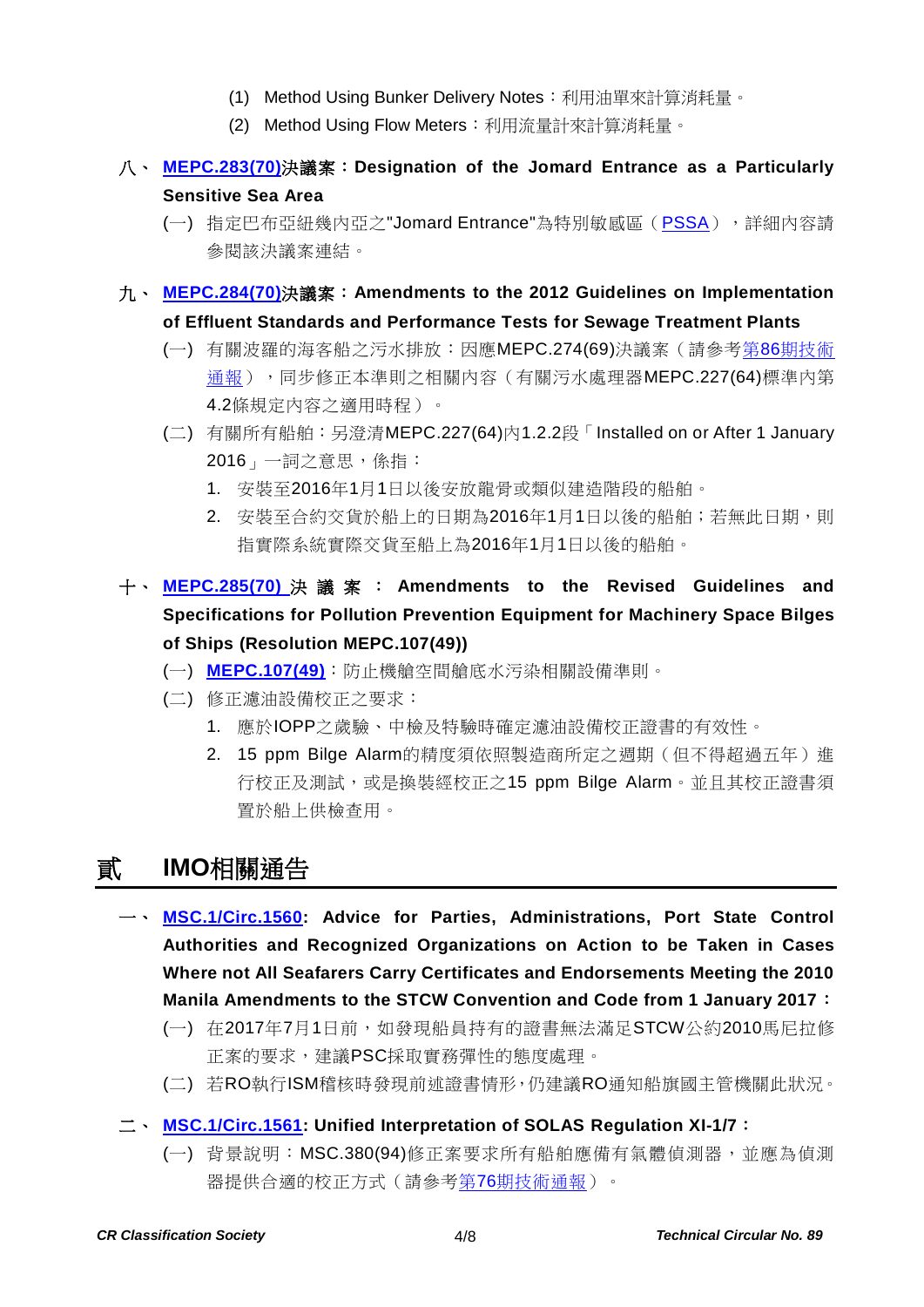(1) Method Using Bunker Delivery Notes：利用油單來計算消耗量。

(2) Method Using Flow Meters：利用流量計來計算消耗量。

八、 **MEPC.283(70)決議案：Designation of the Jomard Entrance as a Particularly Sensitive Sea Area**

(一) 指定巴布亞紐幾內亞之"Jomard Entrance"為特別敏感區（PSSA），詳細內容請參閱該決議案連結。

九、 **MEPC.284(70)決議案：Amendments to the 2012 Guidelines on Implementation of Effluent Standards and Performance Tests for Sewage Treatment Plants**

(一) 有關波羅的海客船之污水排放：因應MEPC.274(69)決議案（請參考第86期技術通報），同步修正本準則之相關內容（有關污水處理器MEPC.227(64)標準內第4.2條規定內容之適用時程）。

(二) 有關所有船舶：另澄清MEPC.227(64)內1.2.2段「Installed on or After 1 January 2016」一詞之意思，係指：

1. 安裝至2016年1月1日以後安放龍骨或類似建造階段的船舶。
2. 安裝至合約交貨於船上的日期為2016年1月1日以後的船舶；若無此日期，則指實際系統實際交貨至船上為2016年1月1日以後的船舶。

十、 **MEPC.285(70) 決議案：Amendments to the Revised Guidelines and Specifications for Pollution Prevention Equipment for Machinery Space Bilges of Ships (Resolution MEPC.107(49))**

(一) **MEPC.107(49)**：防止機艙空間艙底水污染相關設備準則。

(二) 修正濾油設備校正之要求：

1. 應於IOPP之歲驗、中檢及特驗時確定濾油設備校正證書的有效性。
2. 15 ppm Bilge Alarm的精度須依照製造商所定之週期（但不得超過五年）進行校正及測試，或是換裝經校正之15 ppm Bilge Alarm。並且其校正證書須置於船上供檢查用。

# 貳 IMO相關通告

一、 **MSC.1/Circ.1560: Advice for Parties, Administrations, Port State Control Authorities and Recognized Organizations on Action to be Taken in Cases Where not All Seafarers Carry Certificates and Endorsements Meeting the 2010 Manila Amendments to the STCW Convention and Code from 1 January 2017：**

(一) 在2017年7月1日前，如發現船員持有的證書無法滿足STCW公約2010馬尼拉修正案的要求，建議PSC採取實務彈性的態度處理。

(二) 若RO執行ISM稽核時發現前述證書情形，仍建議RO通知船旗國主管機關此狀況。

二、 **MSC.1/Circ.1561: Unified Interpretation of SOLAS Regulation XI-1/7：**

(一) 背景說明：MSC.380(94)修正案要求所有船舶應備有氣體偵測器，並應為偵測器提供合適的校正方式（請參考第76期技術通報）。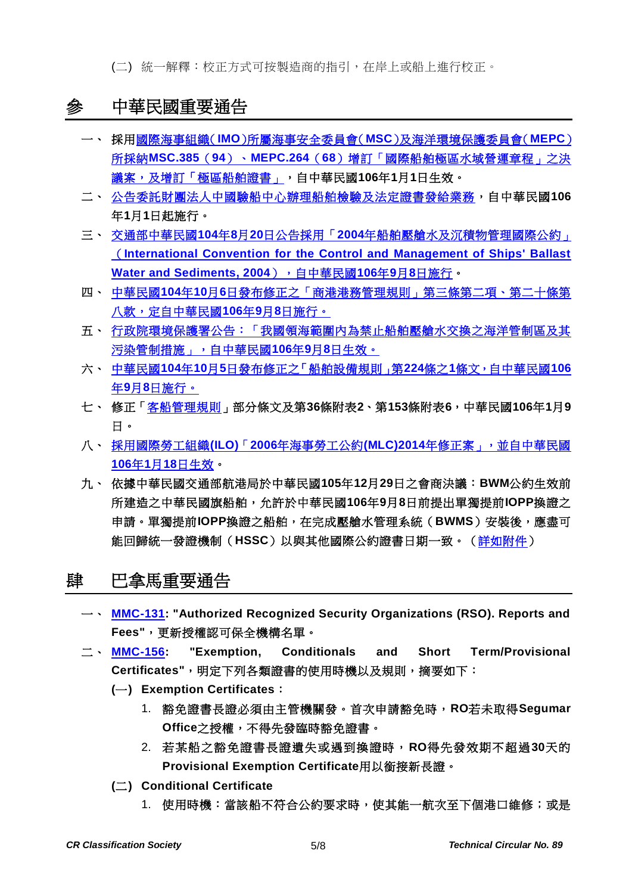(二) 統一解釋：校正方式可按製造商的指引，在岸上或船上進行校正。

## 參　中華民國重要通告

一、 採用**國際海事組織(IMO)所屬海事安全委員會(MSC)及海洋環境保護委員會(MEPC)所採納MSC.385（94）、MEPC.264（68）增訂「國際船舶極區水域營運章程」之決議案，及增訂「極區船舶證書」**，自中華民國106年1月1日生效。

二、 公告委託財團法人中國驗船中心辦理船舶檢驗及法定證書發給業務，自中華民國106年1月1日起施行。

三、 **交通部中華民國104年8月20日公告採用「2004年船舶壓艙水及沉積物管理國際公約」（International Convention for the Control and Management of Ships' Ballast Water and Sediments, 2004），自中華民國106年9月8日施行**。

四、 **中華民國104年10月6日發布修正之「商港港務管理規則」第三條第二項、第二十條第八款，定自中華民國106年9月8日施行。**

五、 **行政院環境保護署公告：「我國領海範圍內為禁止船舶壓艙水交換之海洋管制區及其污染管制措施」，自中華民國106年9月8日生效。**

六、 **中華民國104年10月5日發布修正之「船舶設備規則」第224條之1條文，自中華民國106年9月8日施行。**

七、 修正「客船管理規則」部分條文及第36條附表2、第153條附表6，中華民國106年1月9日。

八、 **採用國際勞工組織(ILO)「2006年海事勞工公約(MLC)2014年修正案」，並自中華民國106年1月18日生效**。

九、 **依據中華民國交通部航港局於中華民國105年12月29日之會商決議：BWM公約生效前所建造之中華民國旗船舶，允許於中華民國106年9月8日前提出單獨提前IOPP換證之申請。單獨提前IOPP換證之船舶，在完成壓艙水管理系統（BWMS）安裝後，應盡可能回歸統一發證機制（HSSC）以與其他國際公約證書日期一致。**（詳如附件）

## 肆　巴拿馬重要通告

一、 **MMC-131: "Authorized Recognized Security Organizations (RSO). Reports and Fees"**，更新授權認可保全機構名單。

二、 **MMC-156: "Exemption, Conditionals and Short Term/Provisional Certificates"**，明定下列各類證書的使用時機以及規則，摘要如下：

**(一) Exemption Certificates：**

1. **豁免證書長證必須由主管機關發。首次申請豁免時，RO若未取得Segumar Office之授權，不得先發臨時豁免證書。**
2. **若某船之豁免證書長證遺失或遇到換證時，RO得先發效期不超過30天的Provisional Exemption Certificate用以銜接新長證。**

**(二) Conditional Certificate**

1. 使用時機：當該船不符合公約要求時，使其能一航次至下個港口維修；或是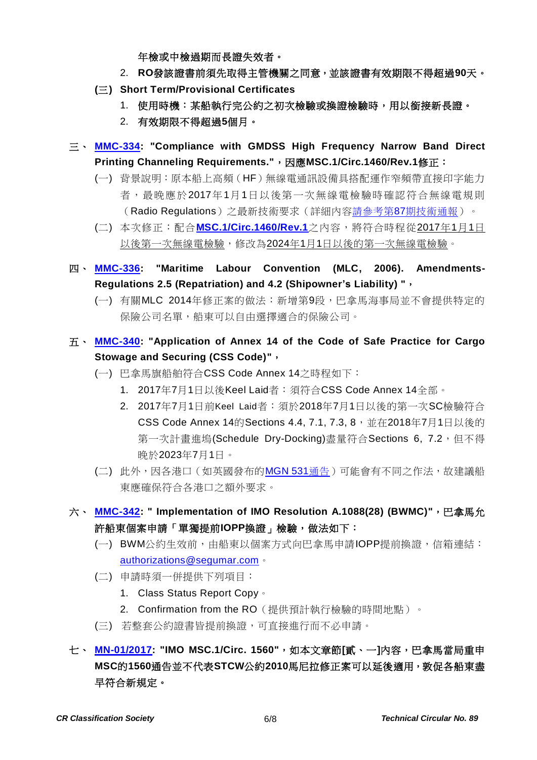**年檢或中檢過期而長證失效者。**

2. **RO發該證書前須先取得主管機關之同意，並該證書有效期限不得超過90天。**

**(三) Short Term/Provisional Certificates**

1. **使用時機：某船執行完公約之初次檢驗或換證檢驗時，用以銜接新長證。**
2. **有效期限不得超過5個月。**

三、 **MMC-334: "Compliance with GMDSS High Frequency Narrow Band Direct Printing Channeling Requirements."，因應MSC.1/Circ.1460/Rev.1修正：**

(一) 背景說明：原本船上高頻（HF）無線電通訊設備具搭配運作窄頻帶直接印字能力者，最晚應於2017年1月1日以後第一次無線電檢驗時確認符合無線電規則（Radio Regulations）之最新技術要求（詳細內容請參考第87期技術通報）。

(二) 本次修正：配合**MSC.1/Circ.1460/Rev.1**之內容，將符合時程從2017年1月1日以後第一次無線電檢驗，修改為2024年1月1日以後的第一次無線電檢驗。

四、 **MMC-336: "Maritime Labour Convention (MLC, 2006). Amendments-Regulations 2.5 (Repatriation) and 4.2 (Shipowner's Liability) "，**

(一) 有關MLC 2014年修正案的做法：新增第9段，巴拿馬海事局並不會提供特定的保險公司名單，船東可以自由選擇適合的保險公司。

五、 **MMC-340: "Application of Annex 14 of the Code of Safe Practice for Cargo Stowage and Securing (CSS Code)"，**

(一) 巴拿馬旗船舶符合CSS Code Annex 14之時程如下：

1. 2017年7月1日以後Keel Laid者：須符合CSS Code Annex 14全部。
2. 2017年7月1日前Keel Laid者：須於2018年7月1日以後的第一次SC檢驗符合CSS Code Annex 14的Sections 4.4, 7.1, 7.3, 8，並在2018年7月1日以後的第一次計畫進塢(Schedule Dry-Docking)盡量符合Sections 6, 7.2，但不得晚於2023年7月1日。

(二) 此外，因各港口（如英國發布的MGN 531通告）可能會有不同之作法，故建議船東應確保符合各港口之額外要求。

六、 **MMC-342: " Implementation of IMO Resolution A.1088(28) (BWMC)"，巴拿馬允許船東個案申請「單獨提前IOPP換證」檢驗，做法如下：**

(一) BWM公約生效前，由船東以個案方式向巴拿馬申請IOPP提前換證，信箱連結：authorizations@segumar.com。

(二) 申請時須一併提供下列項目：

1. Class Status Report Copy。
2. Confirmation from the RO（提供預計執行檢驗的時間地點）。

(三) 若整套公約證書皆提前換證，可直接進行而不必申請。

七、 **MN-01/2017: "IMO MSC.1/Circ. 1560"，如本文章節[貳、一]內容，巴拿馬當局重申MSC的1560通告並不代表STCW公約2010馬尼拉修正案可以延後適用，敦促各船東盡早符合新規定。**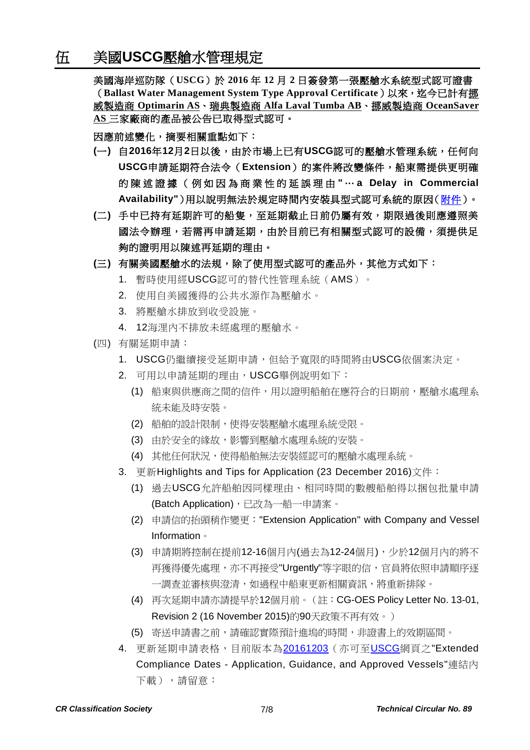# 伍 美國USCG壓艙水管理規定

**美國海岸巡防隊（USCG）於 2016 年 12 月 2 日簽發第一張壓艙水系統型式認可證書（Ballast Water Management System Type Approval Certificate）以來，迄今已計有挪威製造商 Optimarin AS、瑞典製造商 Alfa Laval Tumba AB、挪威製造商 OceanSaver AS 三家廠商的產品被公告已取得型式認可。**

**因應前述變化，摘要相關重點如下：**

**(一) 自2016年12月2日以後，由於市場上已有USCG認可的壓艙水管理系統，任何向USCG申請延期符合法令（Extension）的案件將改變條件，船東需提供更明確的陳述證據（例如因為商業性的延誤理由"…a Delay in Commercial Availability"）用以說明無法於規定時間內安裝具型式認可系統的原因（附件）。**

**(二) 手中已持有延期許可的船隻，至延期截止日前仍屬有效，期限過後則應遵照美國法令辦理，若需再申請延期，由於目前已有相關型式認可的設備，須提供足夠的證明用以陳述再延期的理由。**

**(三) 有關美國壓艙水的法規，除了使用型式認可的產品外，其他方式如下：**

1. 暫時使用經USCG認可的替代性管理系統（AMS）。
2. 使用自美國獲得的公共水源作為壓艙水。
3. 將壓艙水排放到收受設施。
4. 12海浬內不排放未經處理的壓艙水。

(四) 有關延期申請：

1. USCG仍繼續接受延期申請，但給予寬限的時間將由USCG依個案決定。
2. 可用以申請延期的理由，USCG舉例說明如下：
   (1) 船東與供應商之間的信件，用以證明船舶在應符合的日期前，壓艙水處理系統未能及時安裝。
   (2) 船舶的設計限制，使得安裝壓艙水處理系統受限。
   (3) 由於安全的緣故，影響到壓艙水處理系統的安裝。
   (4) 其他任何狀況，使得船舶無法安裝經認可的壓艙水處理系統。
3. 更新Highlights and Tips for Application (23 December 2016)文件：
   (1) 過去USCG允許船舶因同樣理由、相同時間的數艘船舶得以捆包批量申請(Batch Application)，已改為一船一申請案。
   (2) 申請信的抬頭稍作變更："Extension Application" with Company and Vessel Information。
   (3) 申請期將控制在提前12-16個月內(過去為12-24個月)，少於12個月內的將不再獲得優先處理，亦不再接受"Urgently"等字眼的信，官員將依照申請順序逐一調查並審核與澄清，如過程中船東更新相關資訊，將重新排隊。
   (4) 再次延期申請亦請提早於12個月前。（註：CG-OES Policy Letter No. 13-01, Revision 2 (16 November 2015)的90天政策不再有效。）
   (5) 寄送申請書之前，請確認實際預計進塢的時間，非證書上的效期區間。
4. 更新延期申請表格，目前版本為20161203（亦可至USCG網頁之"Extended Compliance Dates - Application, Guidance, and Approved Vessels"連結內下載），請留意：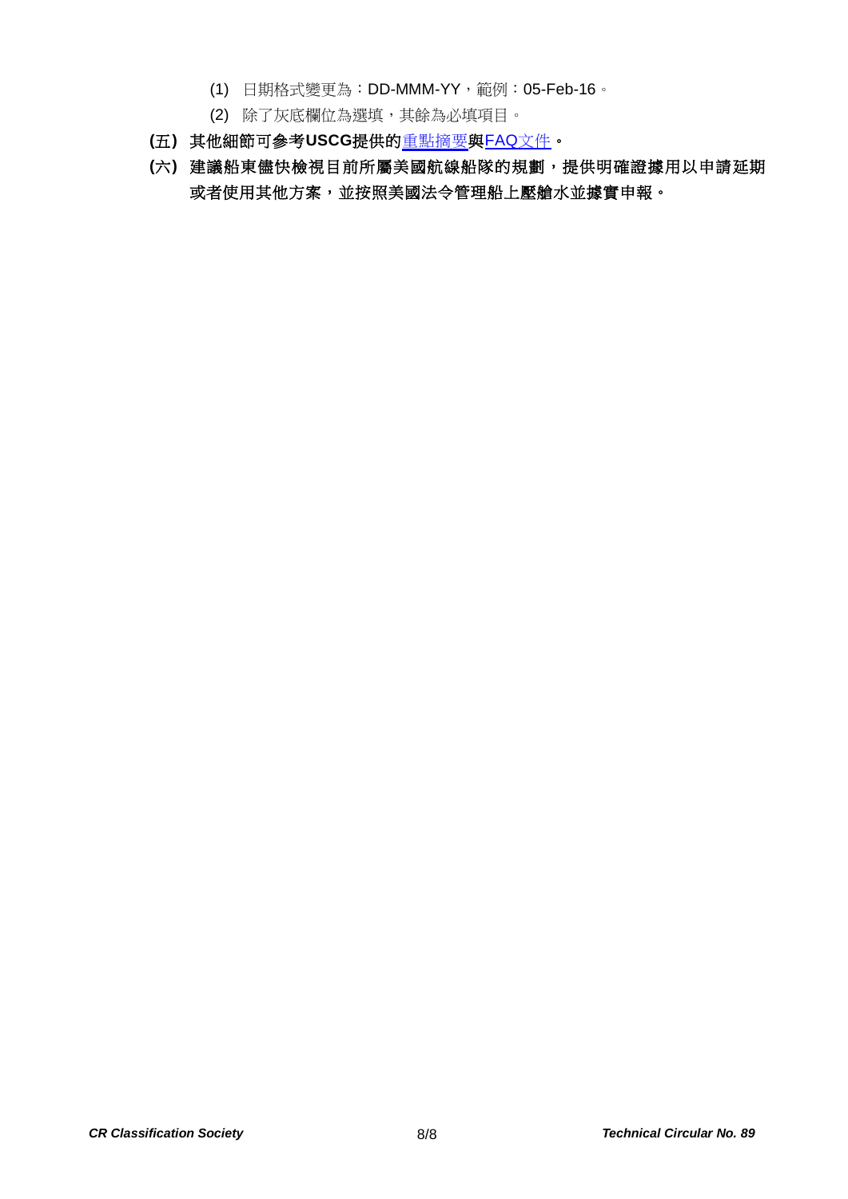(1) 日期格式變更為：DD-MMM-YY，範例：05-Feb-16。

(2) 除了灰底欄位為選填，其餘為必填項目。

**(五) 其他細節可參考USCG提供的**重點摘要**與**FAQ文件**。**

**(六) 建議船東儘快檢視目前所屬美國航線船隊的規劃，提供明確證據用以申請延期或者使用其他方案，並按照美國法令管理船上壓艙水並據實申報。**